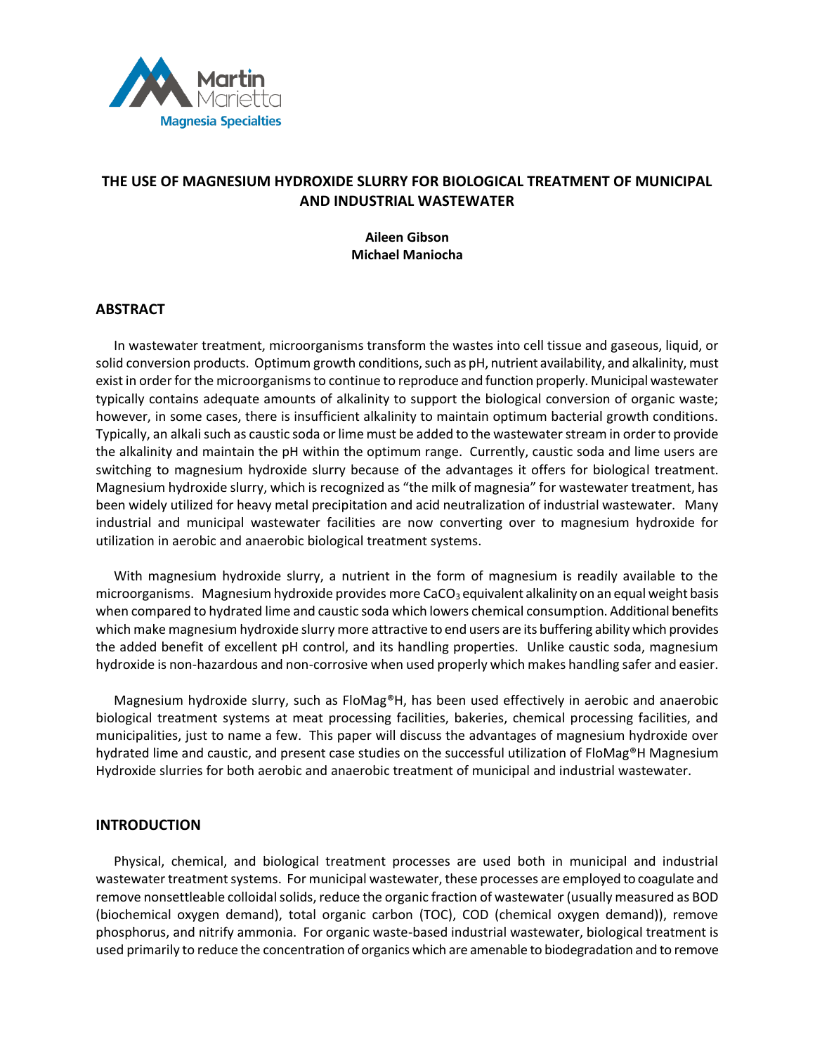Martin Marietta
Magnesia Specialties

# THE USE OF MAGNESIUM HYDROXIDE SLURRY FOR BIOLOGICAL TREATMENT OF MUNICIPAL AND INDUSTRIAL WASTEWATER

**Aileen Gibson**
**Michael Maniocha**

## ABSTRACT

In wastewater treatment, microorganisms transform the wastes into cell tissue and gaseous, liquid, or solid conversion products. Optimum growth conditions, such as pH, nutrient availability, and alkalinity, must exist in order for the microorganisms to continue to reproduce and function properly. Municipal wastewater typically contains adequate amounts of alkalinity to support the biological conversion of organic waste; however, in some cases, there is insufficient alkalinity to maintain optimum bacterial growth conditions. Typically, an alkali such as caustic soda or lime must be added to the wastewater stream in order to provide the alkalinity and maintain the pH within the optimum range. Currently, caustic soda and lime users are switching to magnesium hydroxide slurry because of the advantages it offers for biological treatment. Magnesium hydroxide slurry, which is recognized as "the milk of magnesia" for wastewater treatment, has been widely utilized for heavy metal precipitation and acid neutralization of industrial wastewater. Many industrial and municipal wastewater facilities are now converting over to magnesium hydroxide for utilization in aerobic and anaerobic biological treatment systems.

With magnesium hydroxide slurry, a nutrient in the form of magnesium is readily available to the microorganisms. Magnesium hydroxide provides more $CaCO_3$ equivalent alkalinity on an equal weight basis when compared to hydrated lime and caustic soda which lowers chemical consumption. Additional benefits which make magnesium hydroxide slurry more attractive to end users are its buffering ability which provides the added benefit of excellent pH control, and its handling properties. Unlike caustic soda, magnesium hydroxide is non-hazardous and non-corrosive when used properly which makes handling safer and easier.

Magnesium hydroxide slurry, such as FloMag®H, has been used effectively in aerobic and anaerobic biological treatment systems at meat processing facilities, bakeries, chemical processing facilities, and municipalities, just to name a few. This paper will discuss the advantages of magnesium hydroxide over hydrated lime and caustic, and present case studies on the successful utilization of FloMag®H Magnesium Hydroxide slurries for both aerobic and anaerobic treatment of municipal and industrial wastewater.

## INTRODUCTION

Physical, chemical, and biological treatment processes are used both in municipal and industrial wastewater treatment systems. For municipal wastewater, these processes are employed to coagulate and remove nonsettleable colloidal solids, reduce the organic fraction of wastewater (usually measured as BOD (biochemical oxygen demand), total organic carbon (TOC), COD (chemical oxygen demand)), remove phosphorus, and nitrify ammonia. For organic waste-based industrial wastewater, biological treatment is used primarily to reduce the concentration of organics which are amenable to biodegradation and to remove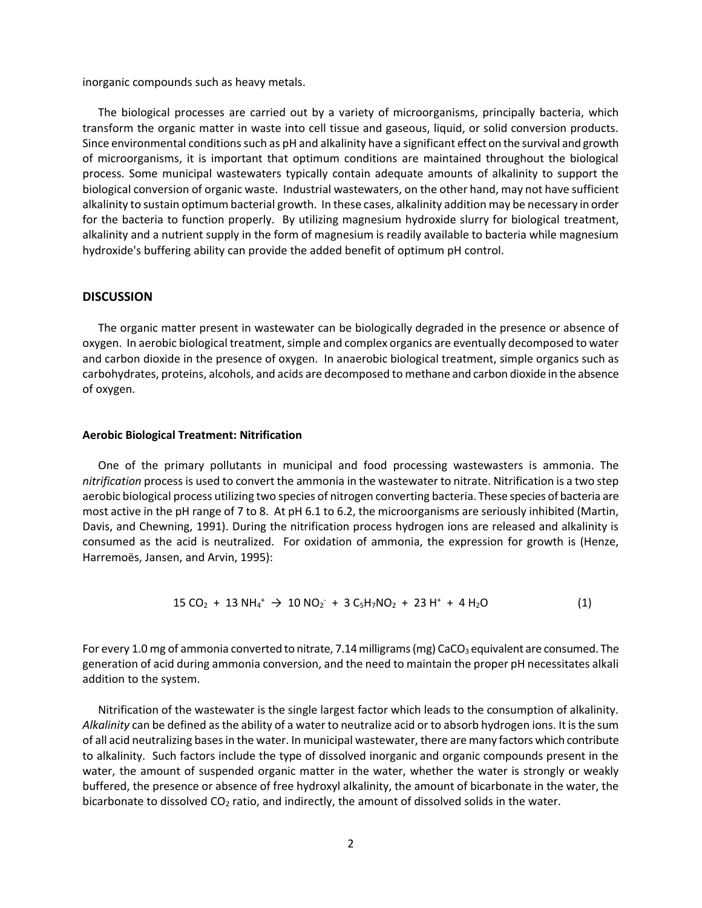inorganic compounds such as heavy metals.

The biological processes are carried out by a variety of microorganisms, principally bacteria, which transform the organic matter in waste into cell tissue and gaseous, liquid, or solid conversion products. Since environmental conditions such as pH and alkalinity have a significant effect on the survival and growth of microorganisms, it is important that optimum conditions are maintained throughout the biological process. Some municipal wastewaters typically contain adequate amounts of alkalinity to support the biological conversion of organic waste. Industrial wastewaters, on the other hand, may not have sufficient alkalinity to sustain optimum bacterial growth. In these cases, alkalinity addition may be necessary in order for the bacteria to function properly. By utilizing magnesium hydroxide slurry for biological treatment, alkalinity and a nutrient supply in the form of magnesium is readily available to bacteria while magnesium hydroxide's buffering ability can provide the added benefit of optimum pH control.

## DISCUSSION

The organic matter present in wastewater can be biologically degraded in the presence or absence of oxygen. In aerobic biological treatment, simple and complex organics are eventually decomposed to water and carbon dioxide in the presence of oxygen. In anaerobic biological treatment, simple organics such as carbohydrates, proteins, alcohols, and acids are decomposed to methane and carbon dioxide in the absence of oxygen.

### Aerobic Biological Treatment: Nitrification

One of the primary pollutants in municipal and food processing wastewasters is ammonia. The *nitrification* process is used to convert the ammonia in the wastewater to nitrate. Nitrification is a two step aerobic biological process utilizing two species of nitrogen converting bacteria. These species of bacteria are most active in the pH range of 7 to 8. At pH 6.1 to 6.2, the microorganisms are seriously inhibited (Martin, Davis, and Chewning, 1991). During the nitrification process hydrogen ions are released and alkalinity is consumed as the acid is neutralized. For oxidation of ammonia, the expression for growth is (Henze, Harremoës, Jansen, and Arvin, 1995):

$$15\ CO_2 + 13\ NH_4^+ \rightarrow 10\ NO_2^- + 3\ C_5H_7NO_2 + 23\ H^+ + 4\ H_2O \qquad (1)$$

For every 1.0 mg of ammonia converted to nitrate, 7.14 milligrams (mg) $CaCO_3$ equivalent are consumed. The generation of acid during ammonia conversion, and the need to maintain the proper pH necessitates alkali addition to the system.

Nitrification of the wastewater is the single largest factor which leads to the consumption of alkalinity. *Alkalinity* can be defined as the ability of a water to neutralize acid or to absorb hydrogen ions. It is the sum of all acid neutralizing bases in the water. In municipal wastewater, there are many factors which contribute to alkalinity. Such factors include the type of dissolved inorganic and organic compounds present in the water, the amount of suspended organic matter in the water, whether the water is strongly or weakly buffered, the presence or absence of free hydroxyl alkalinity, the amount of bicarbonate in the water, the bicarbonate to dissolved $CO_2$ ratio, and indirectly, the amount of dissolved solids in the water.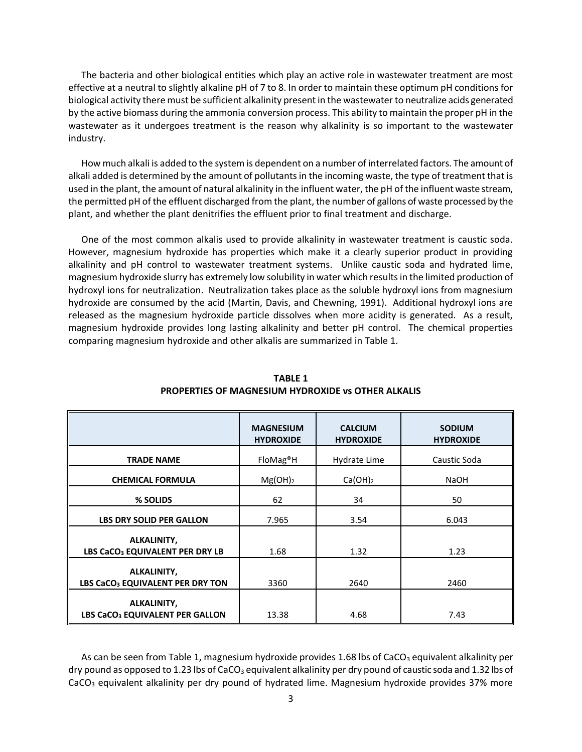The bacteria and other biological entities which play an active role in wastewater treatment are most effective at a neutral to slightly alkaline pH of 7 to 8. In order to maintain these optimum pH conditions for biological activity there must be sufficient alkalinity present in the wastewater to neutralize acids generated by the active biomass during the ammonia conversion process. This ability to maintain the proper pH in the wastewater as it undergoes treatment is the reason why alkalinity is so important to the wastewater industry.

How much alkali is added to the system is dependent on a number of interrelated factors. The amount of alkali added is determined by the amount of pollutants in the incoming waste, the type of treatment that is used in the plant, the amount of natural alkalinity in the influent water, the pH of the influent waste stream, the permitted pH of the effluent discharged from the plant, the number of gallons of waste processed by the plant, and whether the plant denitrifies the effluent prior to final treatment and discharge.

One of the most common alkalis used to provide alkalinity in wastewater treatment is caustic soda. However, magnesium hydroxide has properties which make it a clearly superior product in providing alkalinity and pH control to wastewater treatment systems. Unlike caustic soda and hydrated lime, magnesium hydroxide slurry has extremely low solubility in water which results in the limited production of hydroxyl ions for neutralization. Neutralization takes place as the soluble hydroxyl ions from magnesium hydroxide are consumed by the acid (Martin, Davis, and Chewning, 1991). Additional hydroxyl ions are released as the magnesium hydroxide particle dissolves when more acidity is generated. As a result, magnesium hydroxide provides long lasting alkalinity and better pH control. The chemical properties comparing magnesium hydroxide and other alkalis are summarized in Table 1.

**TABLE 1**
**PROPERTIES OF MAGNESIUM HYDROXIDE vs OTHER ALKALIS**

| | **MAGNESIUM HYDROXIDE** | **CALCIUM HYDROXIDE** | **SODIUM HYDROXIDE** |
|---|---|---|---|
| **TRADE NAME** | FloMag®H | Hydrate Lime | Caustic Soda |
| **CHEMICAL FORMULA** | $Mg(OH)_2$ | $Ca(OH)_2$ | NaOH |
| **% SOLIDS** | 62 | 34 | 50 |
| **LBS DRY SOLID PER GALLON** | 7.965 | 3.54 | 6.043 |
| **ALKALINITY, LBS $CaCO_3$ EQUIVALENT PER DRY LB** | 1.68 | 1.32 | 1.23 |
| **ALKALINITY, LBS $CaCO_3$ EQUIVALENT PER DRY TON** | 3360 | 2640 | 2460 |
| **ALKALINITY, LBS $CaCO_3$ EQUIVALENT PER GALLON** | 13.38 | 4.68 | 7.43 |

As can be seen from Table 1, magnesium hydroxide provides 1.68 lbs of $CaCO_3$ equivalent alkalinity per dry pound as opposed to 1.23 lbs of $CaCO_3$ equivalent alkalinity per dry pound of caustic soda and 1.32 lbs of $CaCO_3$ equivalent alkalinity per dry pound of hydrated lime. Magnesium hydroxide provides 37% more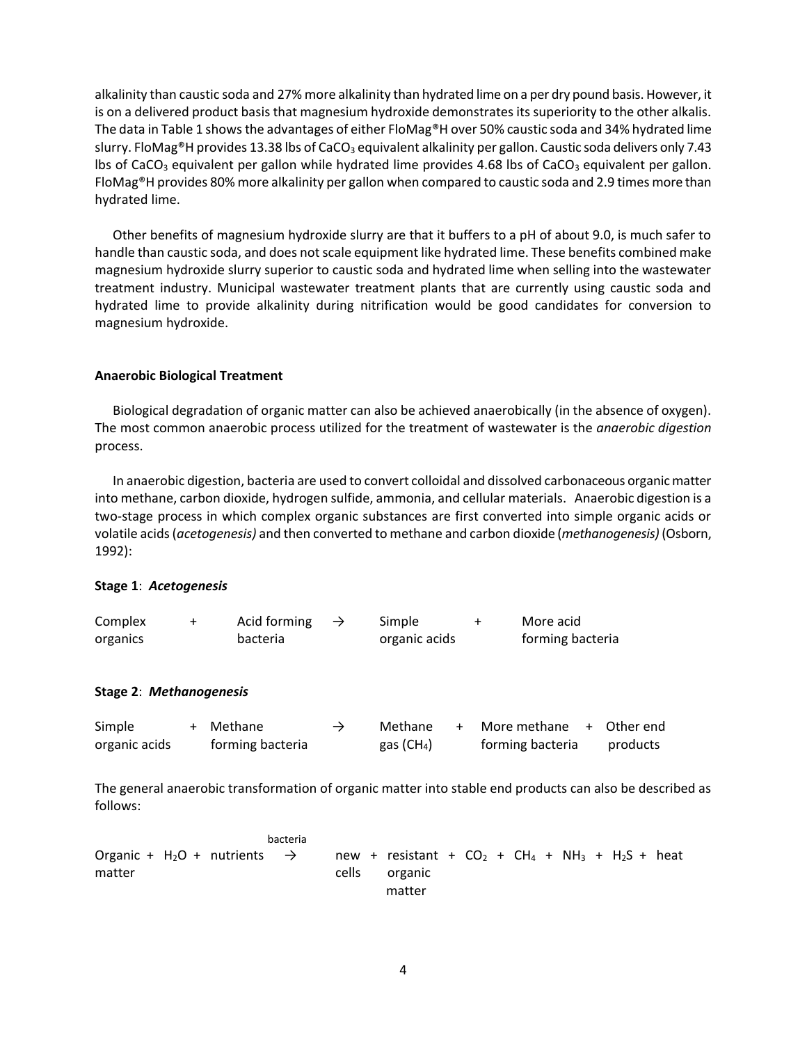alkalinity than caustic soda and 27% more alkalinity than hydrated lime on a per dry pound basis. However, it is on a delivered product basis that magnesium hydroxide demonstrates its superiority to the other alkalis. The data in Table 1 shows the advantages of either FloMag®H over 50% caustic soda and 34% hydrated lime slurry. FloMag®H provides 13.38 lbs of $CaCO_3$ equivalent alkalinity per gallon. Caustic soda delivers only 7.43 lbs of $CaCO_3$ equivalent per gallon while hydrated lime provides 4.68 lbs of $CaCO_3$ equivalent per gallon. FloMag®H provides 80% more alkalinity per gallon when compared to caustic soda and 2.9 times more than hydrated lime.

Other benefits of magnesium hydroxide slurry are that it buffers to a pH of about 9.0, is much safer to handle than caustic soda, and does not scale equipment like hydrated lime. These benefits combined make magnesium hydroxide slurry superior to caustic soda and hydrated lime when selling into the wastewater treatment industry. Municipal wastewater treatment plants that are currently using caustic soda and hydrated lime to provide alkalinity during nitrification would be good candidates for conversion to magnesium hydroxide.

**Anaerobic Biological Treatment**

Biological degradation of organic matter can also be achieved anaerobically (in the absence of oxygen). The most common anaerobic process utilized for the treatment of wastewater is the *anaerobic digestion* process.

In anaerobic digestion, bacteria are used to convert colloidal and dissolved carbonaceous organic matter into methane, carbon dioxide, hydrogen sulfide, ammonia, and cellular materials. Anaerobic digestion is a two-stage process in which complex organic substances are first converted into simple organic acids or volatile acids (*acetogenesis)* and then converted to methane and carbon dioxide (*methanogenesis)* (Osborn, 1992):

**Stage 1**: ***Acetogenesis***

Complex organics + Acid forming bacteria → Simple organic acids + More acid forming bacteria

**Stage 2**: ***Methanogenesis***

Simple organic acids + Methane forming bacteria → Methane gas ($CH_4$) + More methane forming bacteria + Other end products

The general anaerobic transformation of organic matter into stable end products can also be described as follows:

$$\text{Organic matter} + H_2O + \text{nutrients} \xrightarrow{\text{bacteria}} \text{new cells} + \text{resistant organic matter} + CO_2 + CH_4 + NH_3 + H_2S + \text{heat}$$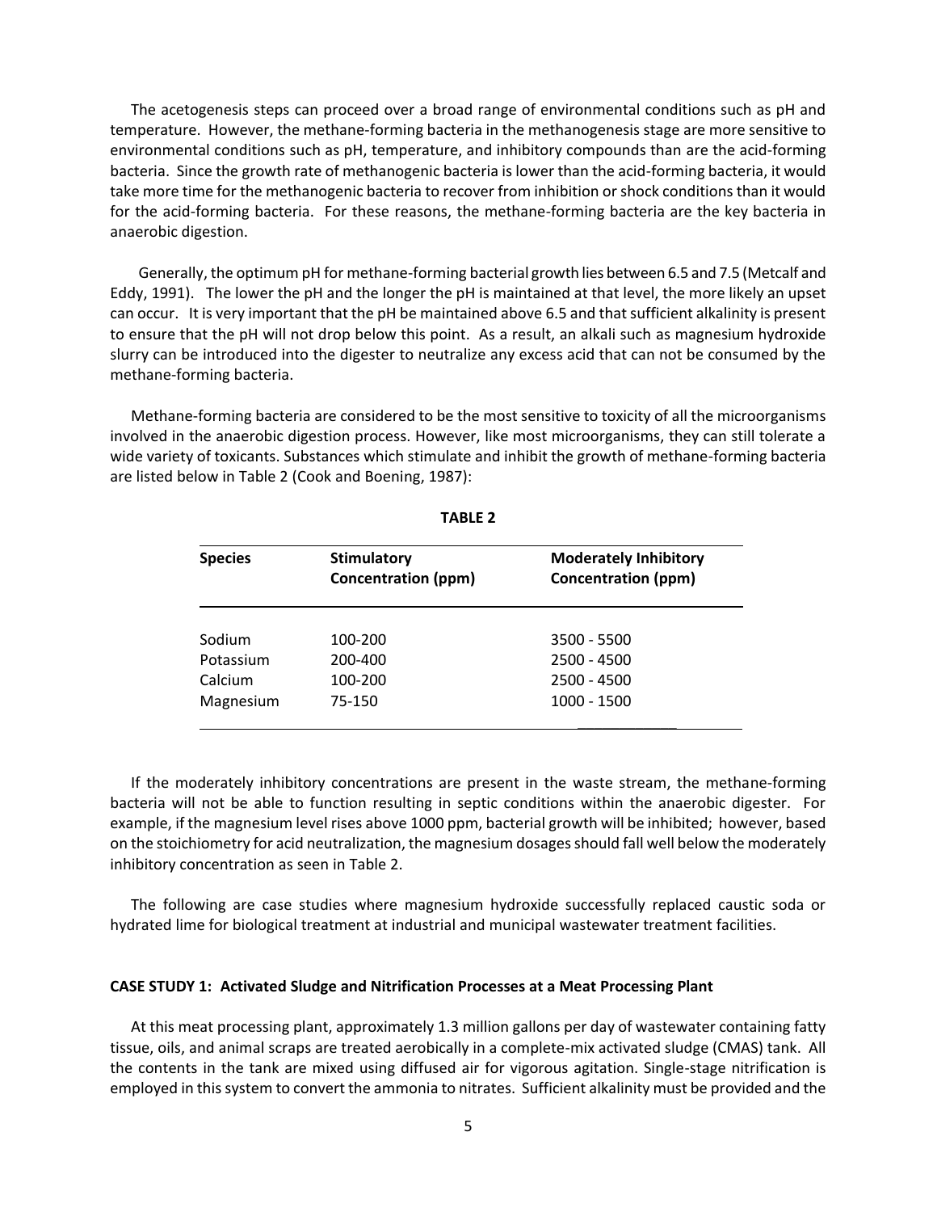The acetogenesis steps can proceed over a broad range of environmental conditions such as pH and temperature. However, the methane-forming bacteria in the methanogenesis stage are more sensitive to environmental conditions such as pH, temperature, and inhibitory compounds than are the acid-forming bacteria. Since the growth rate of methanogenic bacteria is lower than the acid-forming bacteria, it would take more time for the methanogenic bacteria to recover from inhibition or shock conditions than it would for the acid-forming bacteria. For these reasons, the methane-forming bacteria are the key bacteria in anaerobic digestion.

Generally, the optimum pH for methane-forming bacterial growth lies between 6.5 and 7.5 (Metcalf and Eddy, 1991). The lower the pH and the longer the pH is maintained at that level, the more likely an upset can occur. It is very important that the pH be maintained above 6.5 and that sufficient alkalinity is present to ensure that the pH will not drop below this point. As a result, an alkali such as magnesium hydroxide slurry can be introduced into the digester to neutralize any excess acid that can not be consumed by the methane-forming bacteria.

Methane-forming bacteria are considered to be the most sensitive to toxicity of all the microorganisms involved in the anaerobic digestion process. However, like most microorganisms, they can still tolerate a wide variety of toxicants. Substances which stimulate and inhibit the growth of methane-forming bacteria are listed below in Table 2 (Cook and Boening, 1987):

**TABLE 2**

| Species | Stimulatory Concentration (ppm) | Moderately Inhibitory Concentration (ppm) |
|---|---|---|
| Sodium | 100-200 | 3500 - 5500 |
| Potassium | 200-400 | 2500 - 4500 |
| Calcium | 100-200 | 2500 - 4500 |
| Magnesium | 75-150 | 1000 - 1500 |

If the moderately inhibitory concentrations are present in the waste stream, the methane-forming bacteria will not be able to function resulting in septic conditions within the anaerobic digester. For example, if the magnesium level rises above 1000 ppm, bacterial growth will be inhibited; however, based on the stoichiometry for acid neutralization, the magnesium dosages should fall well below the moderately inhibitory concentration as seen in Table 2.

The following are case studies where magnesium hydroxide successfully replaced caustic soda or hydrated lime for biological treatment at industrial and municipal wastewater treatment facilities.

**CASE STUDY 1: Activated Sludge and Nitrification Processes at a Meat Processing Plant**

At this meat processing plant, approximately 1.3 million gallons per day of wastewater containing fatty tissue, oils, and animal scraps are treated aerobically in a complete-mix activated sludge (CMAS) tank. All the contents in the tank are mixed using diffused air for vigorous agitation. Single-stage nitrification is employed in this system to convert the ammonia to nitrates. Sufficient alkalinity must be provided and the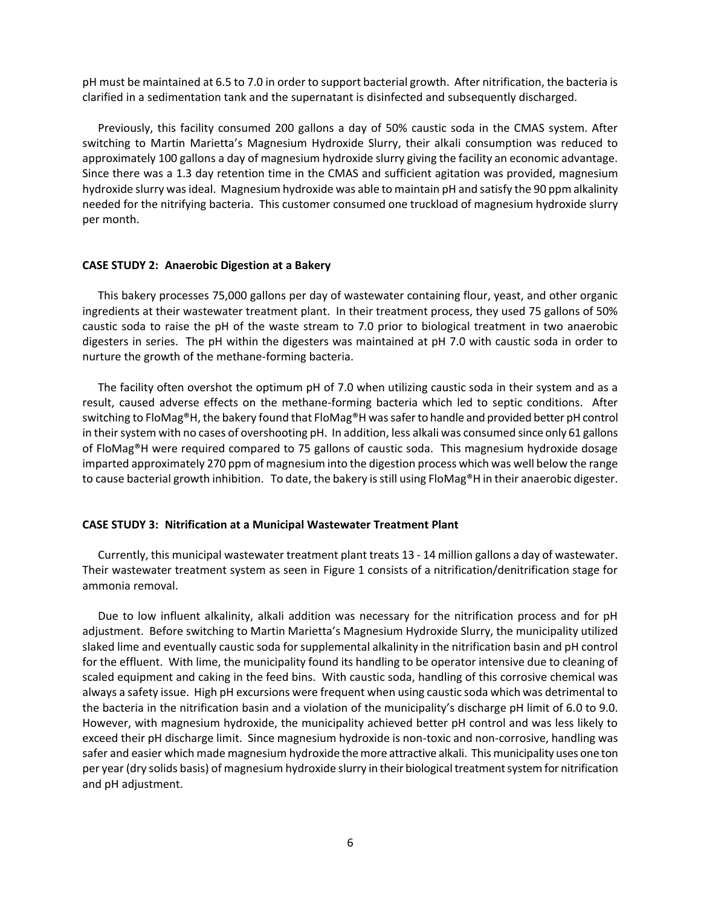pH must be maintained at 6.5 to 7.0 in order to support bacterial growth. After nitrification, the bacteria is clarified in a sedimentation tank and the supernatant is disinfected and subsequently discharged.

Previously, this facility consumed 200 gallons a day of 50% caustic soda in the CMAS system. After switching to Martin Marietta's Magnesium Hydroxide Slurry, their alkali consumption was reduced to approximately 100 gallons a day of magnesium hydroxide slurry giving the facility an economic advantage. Since there was a 1.3 day retention time in the CMAS and sufficient agitation was provided, magnesium hydroxide slurry was ideal. Magnesium hydroxide was able to maintain pH and satisfy the 90 ppm alkalinity needed for the nitrifying bacteria. This customer consumed one truckload of magnesium hydroxide slurry per month.

**CASE STUDY 2: Anaerobic Digestion at a Bakery**

This bakery processes 75,000 gallons per day of wastewater containing flour, yeast, and other organic ingredients at their wastewater treatment plant. In their treatment process, they used 75 gallons of 50% caustic soda to raise the pH of the waste stream to 7.0 prior to biological treatment in two anaerobic digesters in series. The pH within the digesters was maintained at pH 7.0 with caustic soda in order to nurture the growth of the methane-forming bacteria.

The facility often overshot the optimum pH of 7.0 when utilizing caustic soda in their system and as a result, caused adverse effects on the methane-forming bacteria which led to septic conditions. After switching to FloMag®H, the bakery found that FloMag®H was safer to handle and provided better pH control in their system with no cases of overshooting pH. In addition, less alkali was consumed since only 61 gallons of FloMag®H were required compared to 75 gallons of caustic soda. This magnesium hydroxide dosage imparted approximately 270 ppm of magnesium into the digestion process which was well below the range to cause bacterial growth inhibition. To date, the bakery is still using FloMag®H in their anaerobic digester.

**CASE STUDY 3: Nitrification at a Municipal Wastewater Treatment Plant**

Currently, this municipal wastewater treatment plant treats 13 - 14 million gallons a day of wastewater. Their wastewater treatment system as seen in Figure 1 consists of a nitrification/denitrification stage for ammonia removal.

Due to low influent alkalinity, alkali addition was necessary for the nitrification process and for pH adjustment. Before switching to Martin Marietta's Magnesium Hydroxide Slurry, the municipality utilized slaked lime and eventually caustic soda for supplemental alkalinity in the nitrification basin and pH control for the effluent. With lime, the municipality found its handling to be operator intensive due to cleaning of scaled equipment and caking in the feed bins. With caustic soda, handling of this corrosive chemical was always a safety issue. High pH excursions were frequent when using caustic soda which was detrimental to the bacteria in the nitrification basin and a violation of the municipality's discharge pH limit of 6.0 to 9.0. However, with magnesium hydroxide, the municipality achieved better pH control and was less likely to exceed their pH discharge limit. Since magnesium hydroxide is non-toxic and non-corrosive, handling was safer and easier which made magnesium hydroxide the more attractive alkali. This municipality uses one ton per year (dry solids basis) of magnesium hydroxide slurry in their biological treatment system for nitrification and pH adjustment.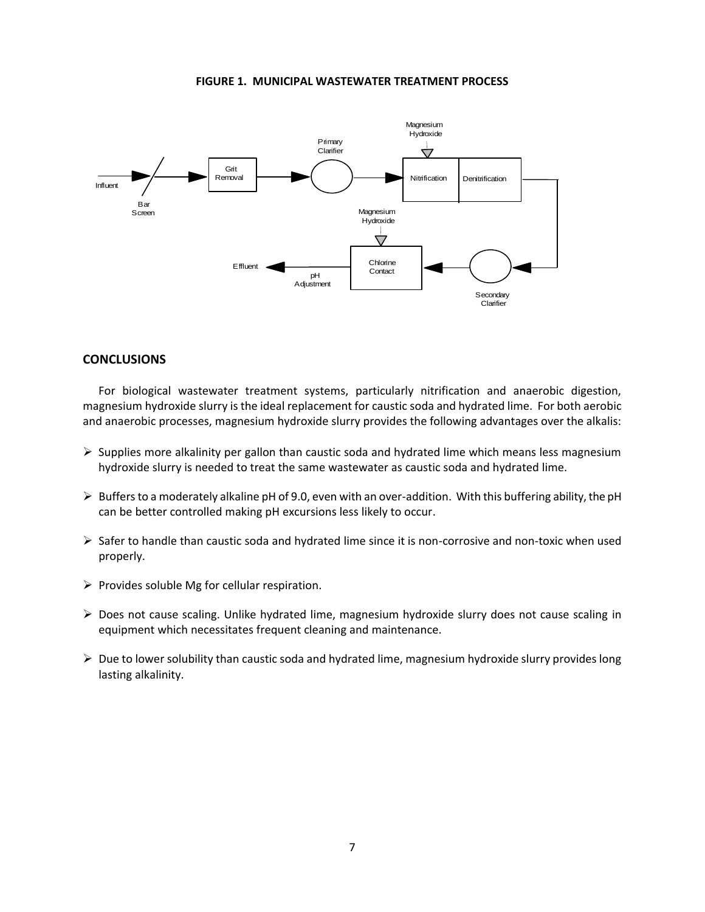**FIGURE 1. MUNICIPAL WASTEWATER TREATMENT PROCESS**

## CONCLUSIONS

For biological wastewater treatment systems, particularly nitrification and anaerobic digestion, magnesium hydroxide slurry is the ideal replacement for caustic soda and hydrated lime. For both aerobic and anaerobic processes, magnesium hydroxide slurry provides the following advantages over the alkalis:

- Supplies more alkalinity per gallon than caustic soda and hydrated lime which means less magnesium hydroxide slurry is needed to treat the same wastewater as caustic soda and hydrated lime.
- Buffers to a moderately alkaline pH of 9.0, even with an over-addition. With this buffering ability, the pH can be better controlled making pH excursions less likely to occur.
- Safer to handle than caustic soda and hydrated lime since it is non-corrosive and non-toxic when used properly.
- Provides soluble Mg for cellular respiration.
- Does not cause scaling. Unlike hydrated lime, magnesium hydroxide slurry does not cause scaling in equipment which necessitates frequent cleaning and maintenance.
- Due to lower solubility than caustic soda and hydrated lime, magnesium hydroxide slurry provides long lasting alkalinity.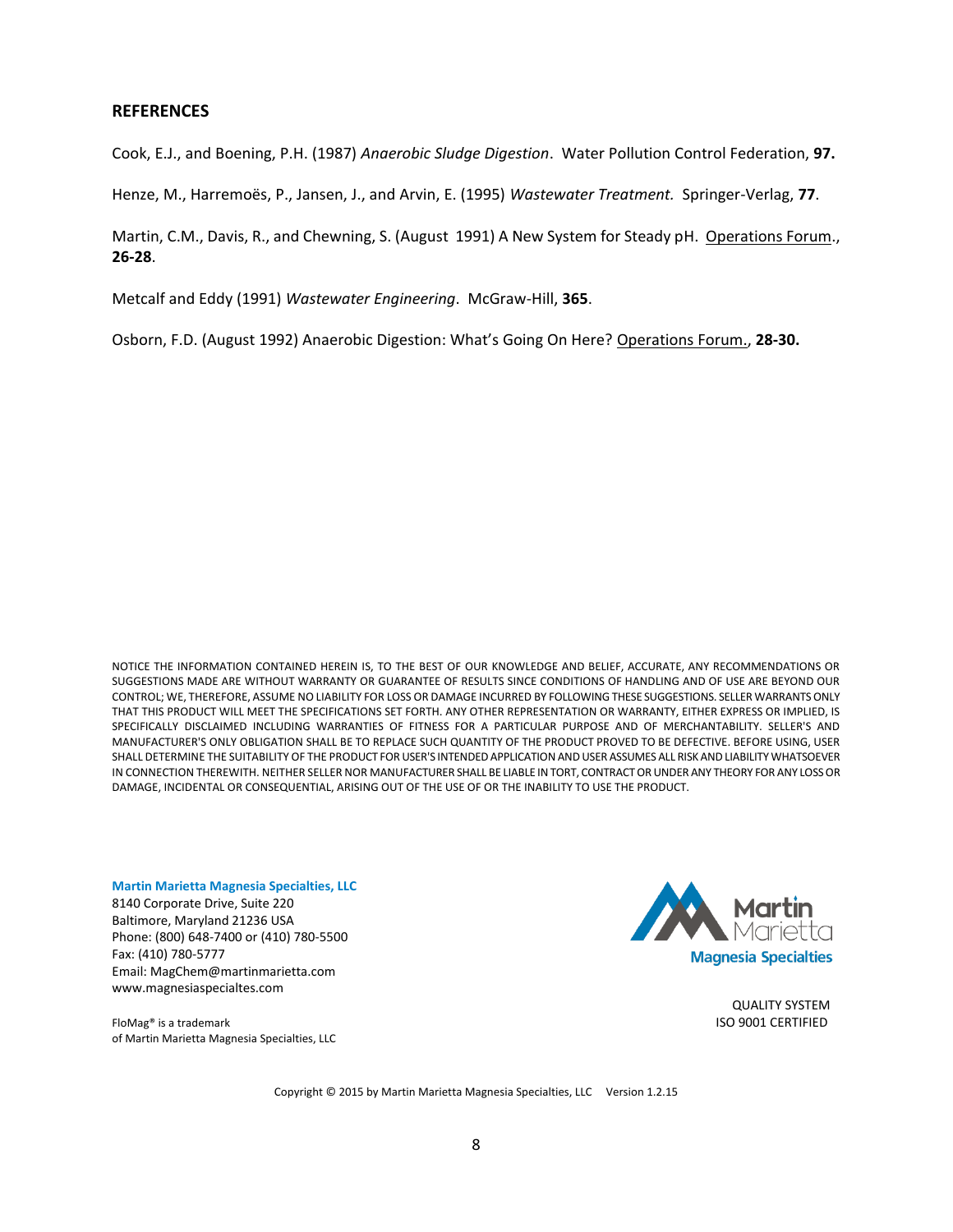## REFERENCES

Cook, E.J., and Boening, P.H. (1987) *Anaerobic Sludge Digestion*. Water Pollution Control Federation, **97.**

Henze, M., Harremoës, P., Jansen, J., and Arvin, E. (1995) *Wastewater Treatment.* Springer-Verlag, **77**.

Martin, C.M., Davis, R., and Chewning, S. (August 1991) A New System for Steady pH. Operations Forum., **26-28**.

Metcalf and Eddy (1991) *Wastewater Engineering*. McGraw-Hill, **365**.

Osborn, F.D. (August 1992) Anaerobic Digestion: What's Going On Here? Operations Forum., **28-30.**

NOTICE THE INFORMATION CONTAINED HEREIN IS, TO THE BEST OF OUR KNOWLEDGE AND BELIEF, ACCURATE, ANY RECOMMENDATIONS OR SUGGESTIONS MADE ARE WITHOUT WARRANTY OR GUARANTEE OF RESULTS SINCE CONDITIONS OF HANDLING AND OF USE ARE BEYOND OUR CONTROL; WE, THEREFORE, ASSUME NO LIABILITY FOR LOSS OR DAMAGE INCURRED BY FOLLOWING THESE SUGGESTIONS. SELLER WARRANTS ONLY THAT THIS PRODUCT WILL MEET THE SPECIFICATIONS SET FORTH. ANY OTHER REPRESENTATION OR WARRANTY, EITHER EXPRESS OR IMPLIED, IS SPECIFICALLY DISCLAIMED INCLUDING WARRANTIES OF FITNESS FOR A PARTICULAR PURPOSE AND OF MERCHANTABILITY. SELLER'S AND MANUFACTURER'S ONLY OBLIGATION SHALL BE TO REPLACE SUCH QUANTITY OF THE PRODUCT PROVED TO BE DEFECTIVE. BEFORE USING, USER SHALL DETERMINE THE SUITABILITY OF THE PRODUCT FOR USER'S INTENDED APPLICATION AND USER ASSUMES ALL RISK AND LIABILITY WHATSOEVER IN CONNECTION THEREWITH. NEITHER SELLER NOR MANUFACTURER SHALL BE LIABLE IN TORT, CONTRACT OR UNDER ANY THEORY FOR ANY LOSS OR DAMAGE, INCIDENTAL OR CONSEQUENTIAL, ARISING OUT OF THE USE OF OR THE INABILITY TO USE THE PRODUCT.

**Martin Marietta Magnesia Specialties, LLC**
8140 Corporate Drive, Suite 220
Baltimore, Maryland 21236 USA
Phone: (800) 648-7400 or (410) 780-5500
Fax: (410) 780-5777
Email: MagChem@martinmarietta.com
www.magnesiaspecialtes.com

FloMag® is a trademark
of Martin Marietta Magnesia Specialties, LLC

Martin Marietta
Magnesia Specialties

QUALITY SYSTEM
ISO 9001 CERTIFIED

Copyright © 2015 by Martin Marietta Magnesia Specialties, LLC Version 1.2.15